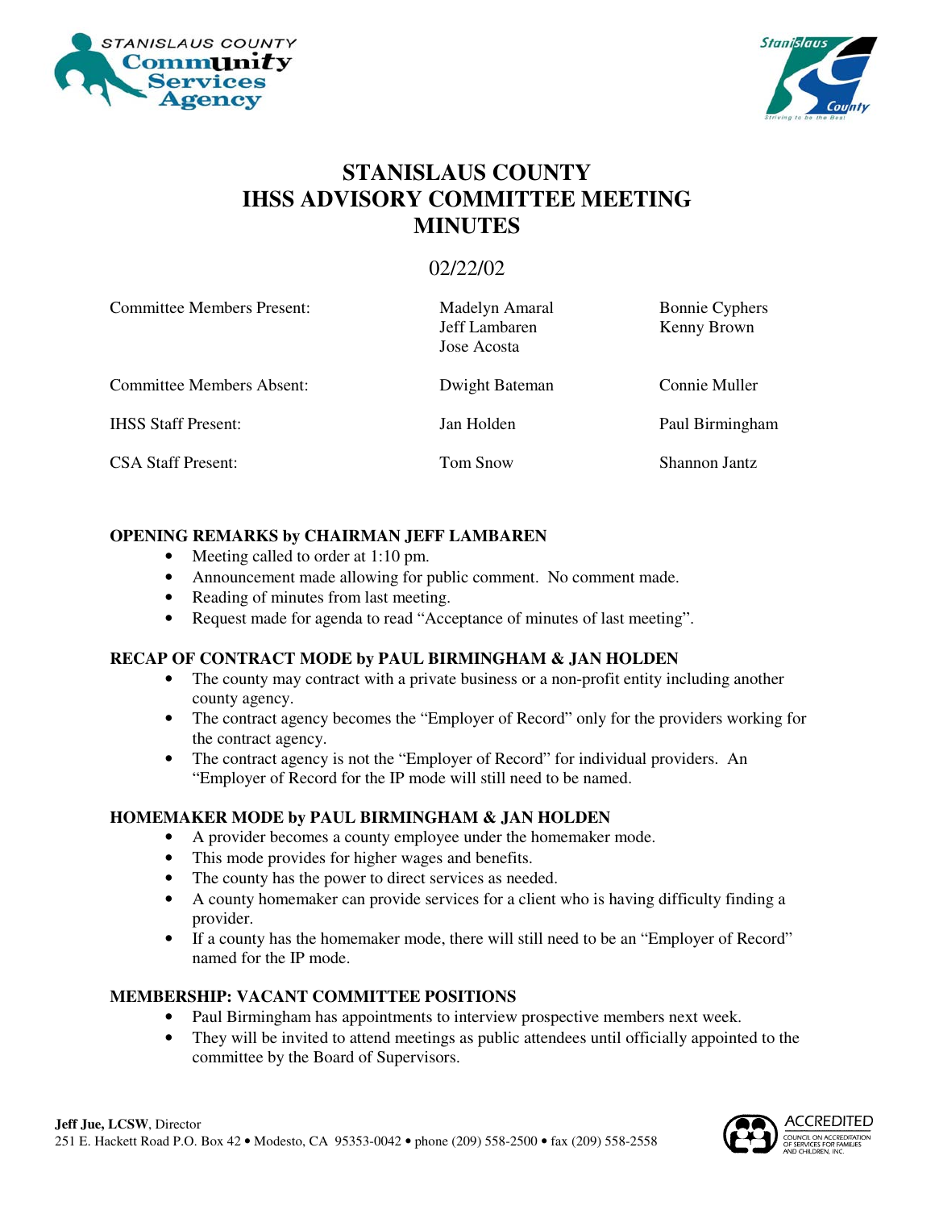# STANISLAUS COUNTY
# IHSS ADVISORY COMMITTEE MEETING
# MINUTES

02/22/02

| | | |
|---|---|---|
| Committee Members Present: | Madelyn Amaral<br>Jeff Lambaren<br>Jose Acosta | Bonnie Cyphers<br>Kenny Brown |
| Committee Members Absent: | Dwight Bateman | Connie Muller |
| IHSS Staff Present: | Jan Holden | Paul Birmingham |
| CSA Staff Present: | Tom Snow | Shannon Jantz |

**OPENING REMARKS by CHAIRMAN JEFF LAMBAREN**

- Meeting called to order at 1:10 pm.
- Announcement made allowing for public comment. No comment made.
- Reading of minutes from last meeting.
- Request made for agenda to read "Acceptance of minutes of last meeting".

**RECAP OF CONTRACT MODE by PAUL BIRMINGHAM & JAN HOLDEN**

- The county may contract with a private business or a non-profit entity including another county agency.
- The contract agency becomes the "Employer of Record" only for the providers working for the contract agency.
- The contract agency is not the "Employer of Record" for individual providers. An "Employer of Record for the IP mode will still need to be named.

**HOMEMAKER MODE by PAUL BIRMINGHAM & JAN HOLDEN**

- A provider becomes a county employee under the homemaker mode.
- This mode provides for higher wages and benefits.
- The county has the power to direct services as needed.
- A county homemaker can provide services for a client who is having difficulty finding a provider.
- If a county has the homemaker mode, there will still need to be an "Employer of Record" named for the IP mode.

**MEMBERSHIP: VACANT COMMITTEE POSITIONS**

- Paul Birmingham has appointments to interview prospective members next week.
- They will be invited to attend meetings as public attendees until officially appointed to the committee by the Board of Supervisors.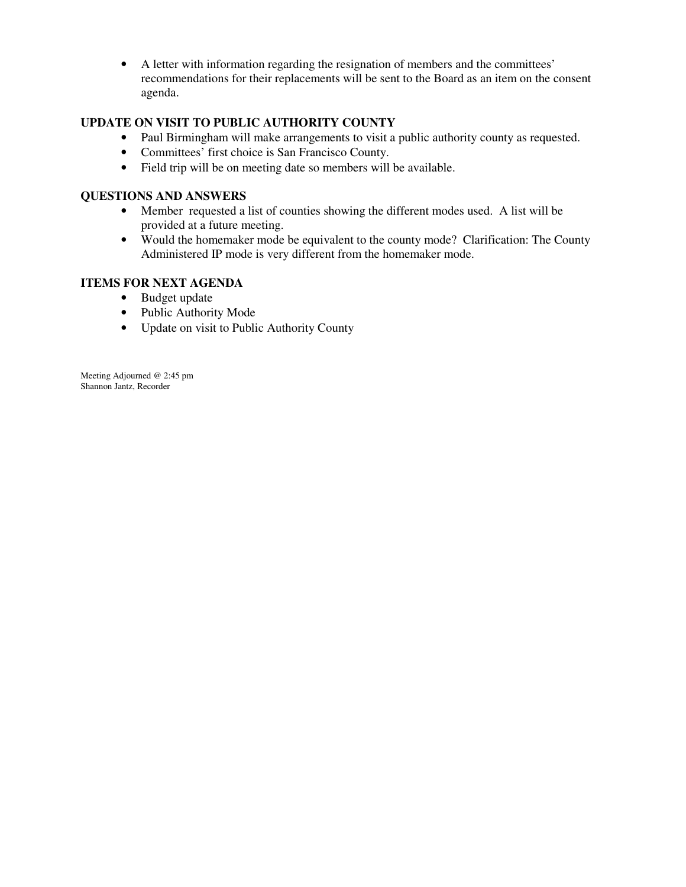- A letter with information regarding the resignation of members and the committees' recommendations for their replacements will be sent to the Board as an item on the consent agenda.

## UPDATE ON VISIT TO PUBLIC AUTHORITY COUNTY

- Paul Birmingham will make arrangements to visit a public authority county as requested.
- Committees' first choice is San Francisco County.
- Field trip will be on meeting date so members will be available.

## QUESTIONS AND ANSWERS

- Member requested a list of counties showing the different modes used. A list will be provided at a future meeting.
- Would the homemaker mode be equivalent to the county mode? Clarification: The County Administered IP mode is very different from the homemaker mode.

## ITEMS FOR NEXT AGENDA

- Budget update
- Public Authority Mode
- Update on visit to Public Authority County

Meeting Adjourned @ 2:45 pm
Shannon Jantz, Recorder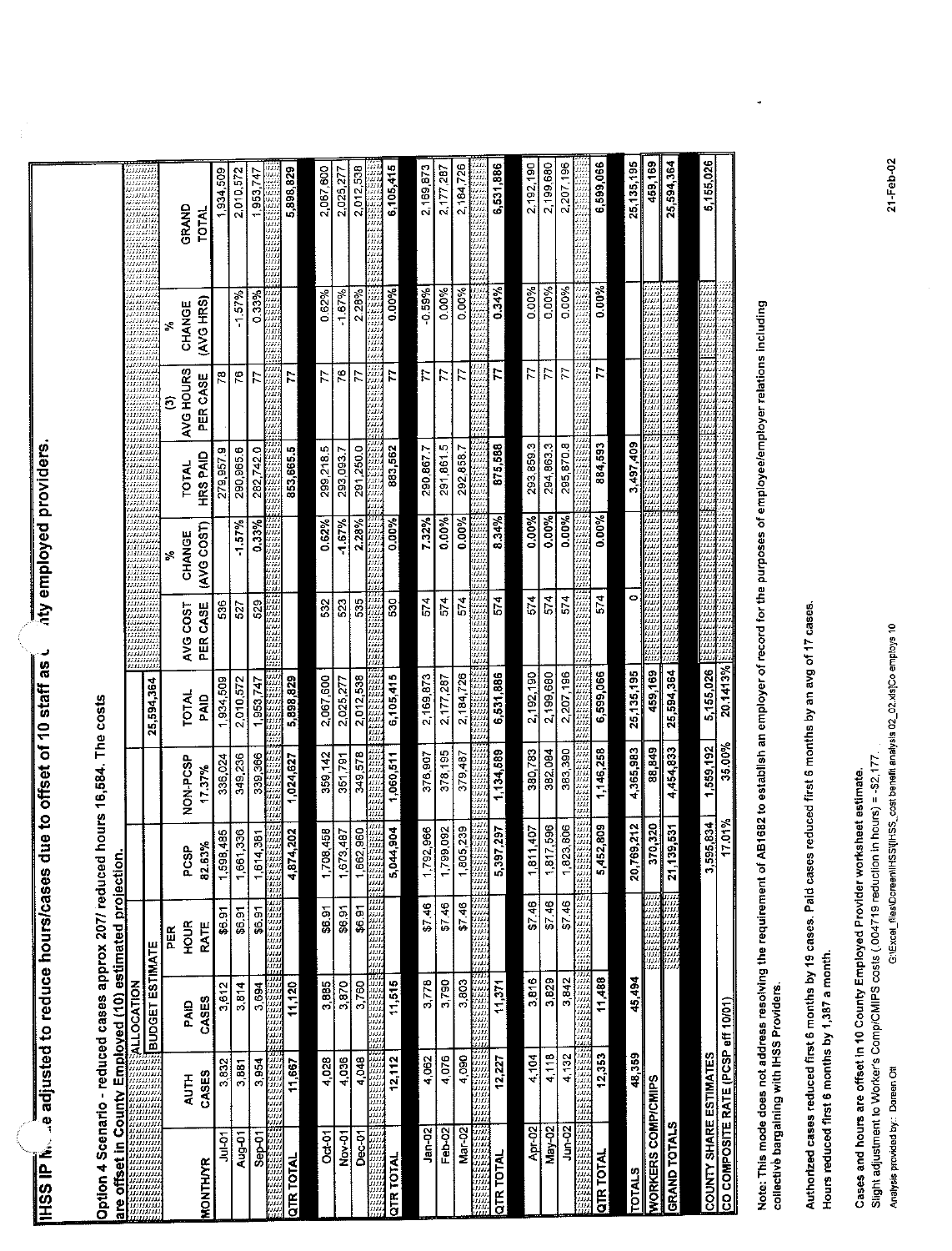# IHSS IP N... adjusted to reduce hours/cases due to offset of 10 staff as c...nty employed providers.

**Option 4 Scenario - reduced cases approx 207/ reduced hours 16,584. The costs are offset in County Employed (10) estimated projection.**

| MONTH/YR | ALLOCATION BUDGET ESTIMATE AUTH CASES | PAID CASES | PER HOUR RATE | PCSP 82.63% | NON-PCSP 17.37% | TOTAL PAID 25,594,364 | AVG COST PER CASE | % CHANGE (AVG COST) | TOTAL HRS PAID | (3) AVG HOURS PER CASE | % CHANGE (AVG HRS) | GRAND TOTAL |
|---|---|---|---|---|---|---|---|---|---|---|---|---|
| Jul-01 | 3,832 | 3,612 | $6.91 | 1,598,485 | 336,024 | 1,934,509 | 536 | | 279,957.9 | 78 | | 1,934,509 |
| Aug-01 | 3,881 | 3,814 | $6.91 | 1,661,336 | 349,236 | 2,010,572 | 527 | -1.57% | 290,965.6 | 76 | -1.57% | 2,010,572 |
| Sep-01 | 3,954 | 3,694 | $6.91 | 1,614,381 | 339,366 | 1,953,747 | 529 | 0.33% | 282,742.0 | 77 | 0.33% | 1,953,747 |
| QTR TOTAL | 11,667 | 11,120 | | 4,874,202 | 1,024,627 | 5,898,829 | | | 853,665.5 | 77 | | 5,898,829 |
| Oct-01 | 4,028 | 3,885 | $6.91 | 1,708,458 | 359,142 | 2,067,600 | 532 | 0.62% | 299,218.5 | 77 | 0.62% | 2,067,600 |
| Nov-01 | 4,036 | 3,870 | $6.91 | 1,673,487 | 351,791 | 2,025,277 | 523 | -1.67% | 293,093.7 | 76 | -1.67% | 2,025,277 |
| Dec-01 | 4,048 | 3,760 | $6.91 | 1,662,960 | 349,578 | 2,012,538 | 535 | 2.28% | 291,250.0 | 77 | 2.28% | 2,012,538 |
| QTR TOTAL | 12,112 | 11,515 | | 5,044,904 | 1,060,511 | 6,105,415 | 530 | 0.00% | 883,562 | 77 | 0.00% | 6,105,415 |
| Jan-02 | 4,062 | 3,778 | $7.46 | 1,792,966 | 376,907 | 2,169,873 | 574 | 7.32% | 290,867.7 | 77 | -0.59% | 2,169,873 |
| Feb-02 | 4,076 | 3,790 | $7.46 | 1,799,092 | 378,195 | 2,177,287 | 574 | 0.00% | 291,861.5 | 77 | 0.00% | 2,177,287 |
| Mar-02 | 4,090 | 3,803 | $7.46 | 1,805,239 | 379,487 | 2,184,726 | 574 | 0.00% | 292,858.7 | 77 | 0.00% | 2,184,726 |
| QTR TOTAL | 12,227 | 11,371 | | 5,397,297 | 1,134,589 | 6,531,886 | 574 | 8.34% | 875,588 | 77 | 0.34% | 6,531,886 |
| Apr-02 | 4,104 | 3,816 | $7.46 | 1,811,407 | 380,783 | 2,192,190 | 574 | 0.00% | 293,859.3 | 77 | 0.00% | 2,192,190 |
| May-02 | 4,118 | 3,829 | $7.46 | 1,817,596 | 382,084 | 2,199,680 | 574 | 0.00% | 294,863.3 | 77 | 0.00% | 2,199,680 |
| Jun-02 | 4,132 | 3,842 | $7.46 | 1,823,806 | 383,390 | 2,207,196 | 574 | 0.00% | 295,870.8 | 77 | 0.00% | 2,207,196 |
| QTR TOTAL | 12,353 | 11,488 | | 5,452,809 | 1,146,258 | 6,599,066 | 574 | 0.00% | 884,593 | 77 | 0.00% | 6,599,066 |
| TOTALS | 48,359 | 45,494 | | 20,769,212 | 4,365,983 | 25,135,195 | 0 | | 3,497,409 | | | 25,135,195 |
| WORKERS COMP/CMIPS | | | | 370,320 | 88,849 | 459,169 | | | | | | 459,169 |
| GRAND TOTALS | | | | 21,139,531 | 4,454,833 | 25,594,364 | | | | | | 25,594,364 |
| COUNTY SHARE ESTIMATES | | | | 3,595,834 | 1,559,192 | 5,155,026 | | | | | | 5,155,026 |
| CO COMPOSITE RATE (PCSP eff 10/01) | | | | 17.01% | 35.00% | 20.1413% | | | | | | |

Note: This mode does not address resolving the requirement of AB1682 to establish an employer of record for the purposes of employee/employer relations including collective bargaining with IHSS Providers.

Authorized cases reduced first 6 months by 19 cases. Paid cases reduced first 6 months by an avg of 17 cases.

Hours reduced first 6 months by 1,387 a month.

Cases and hours are offset in 10 County Employed Provider worksheet estimate.

Slight adjustment to Worker's Comp/CMIPS costs (.004719 reduction in hours) = -$2,177.

Analysis provided by: Doreen Ott G:\Excel_files\Doreen\IHSS\[IHSS_cost benefit analysis 02_02.xls]Co employs 10 21-Feb-02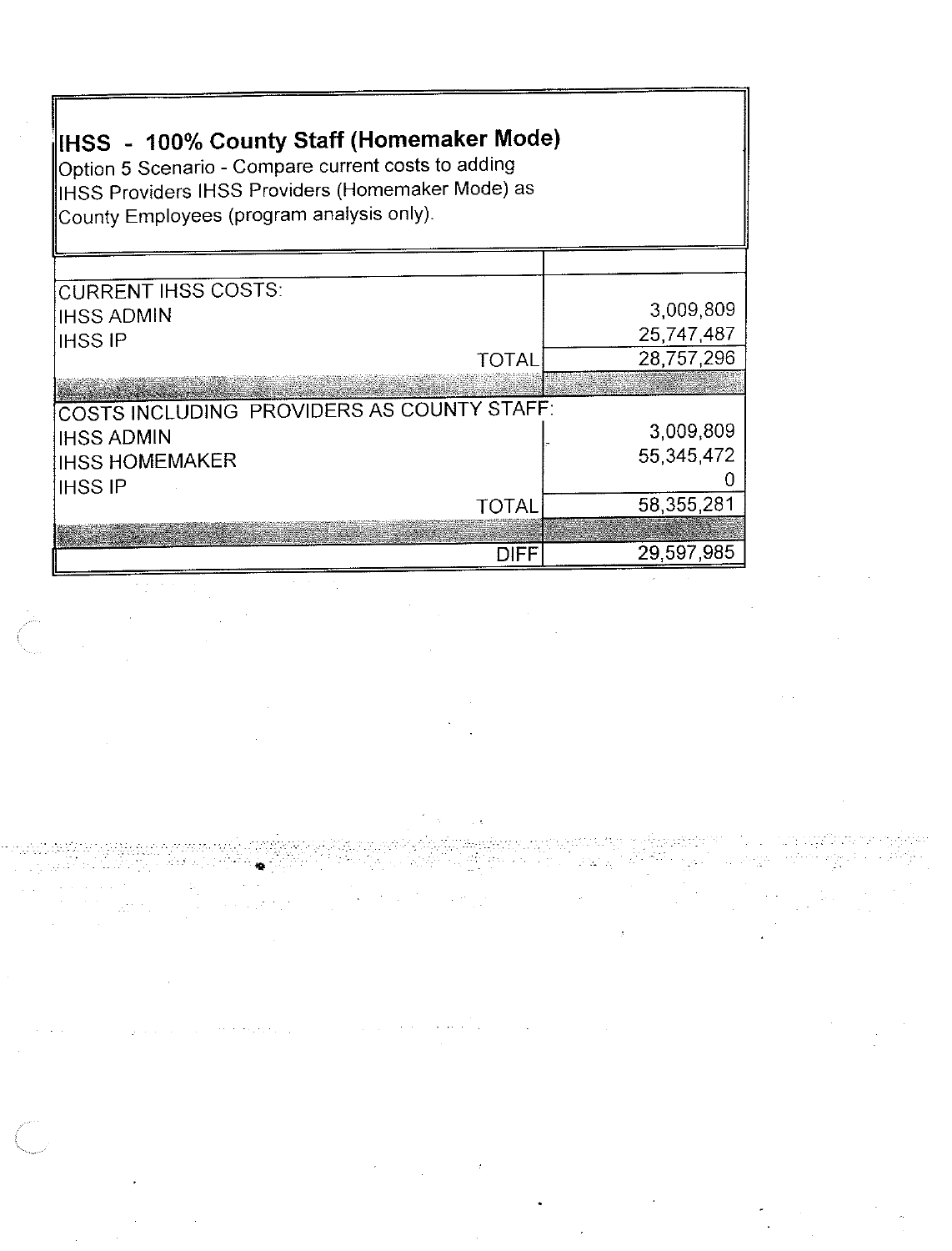## IHSS - 100% County Staff (Homemaker Mode)

Option 5 Scenario - Compare current costs to adding IHSS Providers IHSS Providers (Homemaker Mode) as County Employees (program analysis only).

| | |
|---|---:|
| CURRENT IHSS COSTS: | |
| IHSS ADMIN | 3,009,809 |
| IHSS IP | 25,747,487 |
| TOTAL | 28,757,296 |
| | |
| COSTS INCLUDING PROVIDERS AS COUNTY STAFF: | |
| IHSS ADMIN | 3,009,809 |
| IHSS HOMEMAKER | 55,345,472 |
| IHSS IP | 0 |
| TOTAL | 58,355,281 |
| | |
| DIFF | 29,597,985 |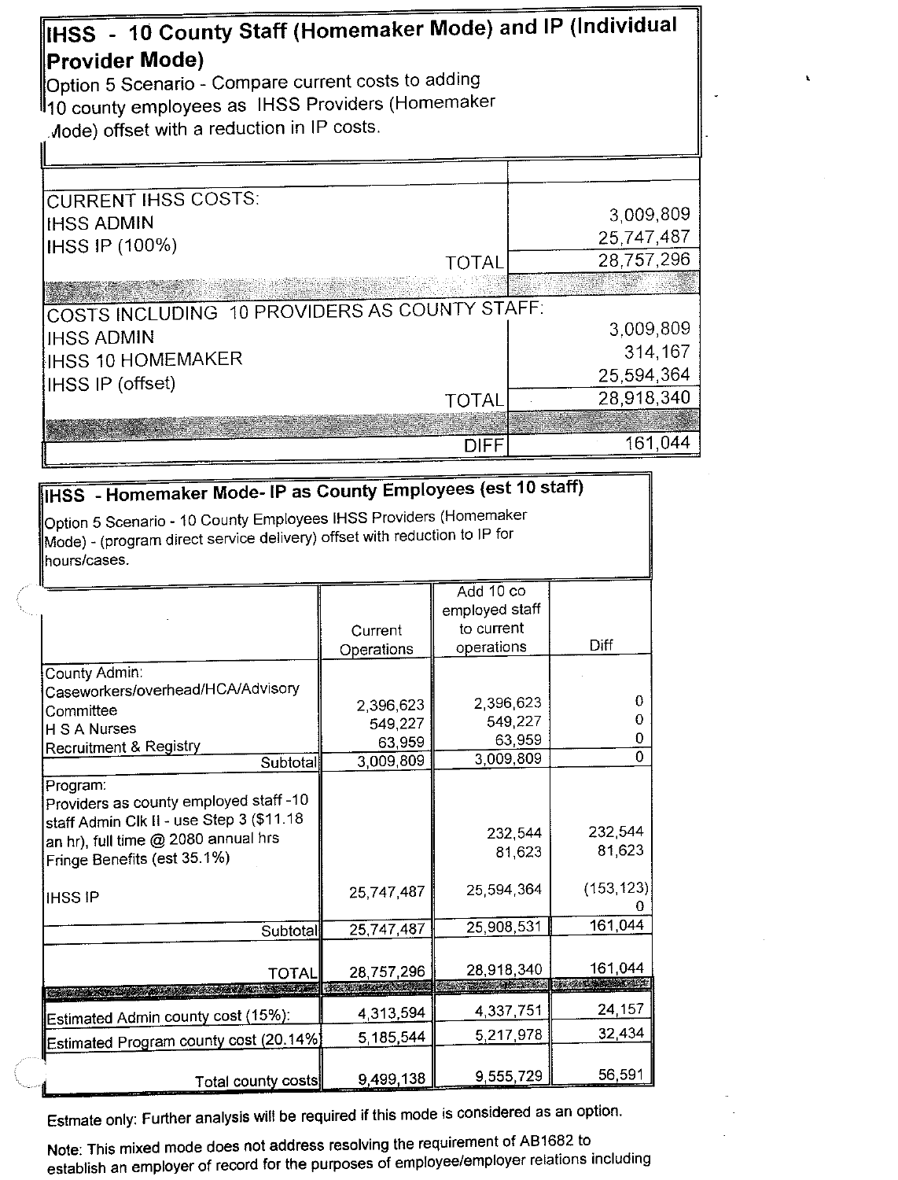## IHSS - 10 County Staff (Homemaker Mode) and IP (Individual Provider Mode)

Option 5 Scenario - Compare current costs to adding 10 county employees as IHSS Providers (Homemaker Mode) offset with a reduction in IP costs.

| | |
|---|---|
| CURRENT IHSS COSTS: | |
| IHSS ADMIN | 3,009,809 |
| IHSS IP (100%) | 25,747,487 |
| TOTAL | 28,757,296 |
| | |
| COSTS INCLUDING 10 PROVIDERS AS COUNTY STAFF: | |
| IHSS ADMIN | 3,009,809 |
| IHSS 10 HOMEMAKER | 314,167 |
| IHSS IP (offset) | 25,594,364 |
| TOTAL | 28,918,340 |
| | |
| DIFF | 161,044 |

## IHSS - Homemaker Mode- IP as County Employees (est 10 staff)

Option 5 Scenario - 10 County Employees IHSS Providers (Homemaker Mode) - (program direct service delivery) offset with reduction to IP for hours/cases.

| | Current Operations | Add 10 co employed staff to current operations | Diff |
|---|---|---|---|
| County Admin: | | | |
| Caseworkers/overhead/HCA/Advisory Committee | 2,396,623 | 2,396,623 | 0 |
| H S A Nurses | 549,227 | 549,227 | 0 |
| Recruitment & Registry | 63,959 | 63,959 | 0 |
| Subtotal | 3,009,809 | 3,009,809 | 0 |
| Program: | | | |
| Providers as county employed staff -10 staff Admin Clk II - use Step 3 ($11.18 an hr), full time @ 2080 annual hrs | | 232,544 | 232,544 |
| Fringe Benefits (est 35.1%) | | 81,623 | 81,623 |
| IHSS IP | 25,747,487 | 25,594,364 | (153,123) |
| | | | 0 |
| Subtotal | 25,747,487 | 25,908,531 | 161,044 |
| TOTAL | 28,757,296 | 28,918,340 | 161,044 |
| Estimated Admin county cost (15%): | 4,313,594 | 4,337,751 | 24,157 |
| Estimated Program county cost (20.14%) | 5,185,544 | 5,217,978 | 32,434 |
| Total county costs | 9,499,138 | 9,555,729 | 56,591 |

Estmate only: Further analysis will be required if this mode is considered as an option.

Note: This mixed mode does not address resolving the requirement of AB1682 to establish an employer of record for the purposes of employee/employer relations including